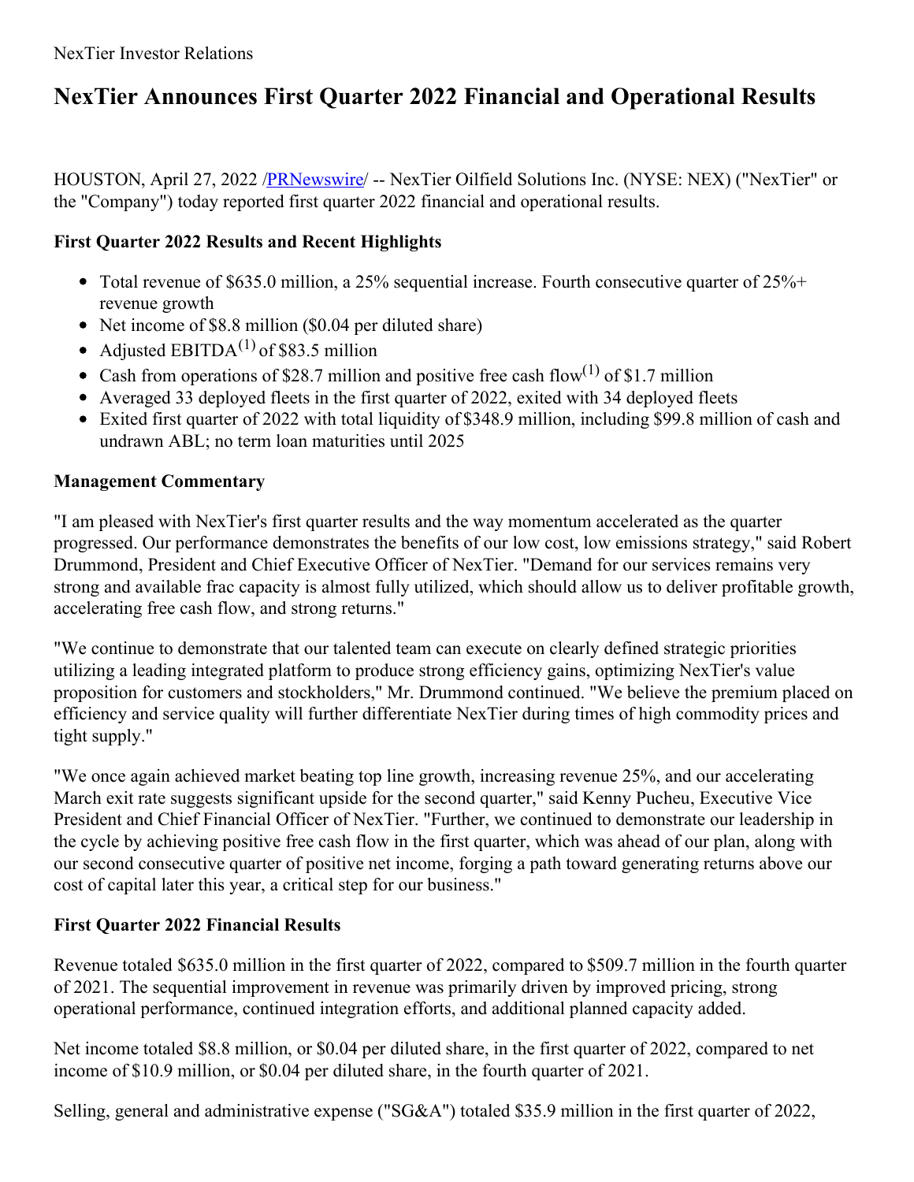NexTier Investor Relations

# NexTier Announces First Quarter 2022 Financial and Operational Results

HOUSTON, April 27, 2022 /PRNewswire/ -- NexTier Oilfield Solutions Inc. (NYSE: NEX) ("NexTier" or the "Company") today reported first quarter 2022 financial and operational results.

### First Quarter 2022 Results and Recent Highlights

- Total revenue of $635.0 million, a 25% sequential increase. Fourth consecutive quarter of 25%+ revenue growth
- Net income of $8.8 million ($0.04 per diluted share)
- Adjusted EBITDA[(1)] of $83.5 million
- Cash from operations of $28.7 million and positive free cash flow[(1)] of $1.7 million
- Averaged 33 deployed fleets in the first quarter of 2022, exited with 34 deployed fleets
- Exited first quarter of 2022 with total liquidity of $348.9 million, including $99.8 million of cash and undrawn ABL; no term loan maturities until 2025

### Management Commentary

"I am pleased with NexTier's first quarter results and the way momentum accelerated as the quarter progressed. Our performance demonstrates the benefits of our low cost, low emissions strategy," said Robert Drummond, President and Chief Executive Officer of NexTier. "Demand for our services remains very strong and available frac capacity is almost fully utilized, which should allow us to deliver profitable growth, accelerating free cash flow, and strong returns."

"We continue to demonstrate that our talented team can execute on clearly defined strategic priorities utilizing a leading integrated platform to produce strong efficiency gains, optimizing NexTier's value proposition for customers and stockholders," Mr. Drummond continued. "We believe the premium placed on efficiency and service quality will further differentiate NexTier during times of high commodity prices and tight supply."

"We once again achieved market beating top line growth, increasing revenue 25%, and our accelerating March exit rate suggests significant upside for the second quarter," said Kenny Pucheu, Executive Vice President and Chief Financial Officer of NexTier. "Further, we continued to demonstrate our leadership in the cycle by achieving positive free cash flow in the first quarter, which was ahead of our plan, along with our second consecutive quarter of positive net income, forging a path toward generating returns above our cost of capital later this year, a critical step for our business."

### First Quarter 2022 Financial Results

Revenue totaled $635.0 million in the first quarter of 2022, compared to $509.7 million in the fourth quarter of 2021. The sequential improvement in revenue was primarily driven by improved pricing, strong operational performance, continued integration efforts, and additional planned capacity added.

Net income totaled $8.8 million, or $0.04 per diluted share, in the first quarter of 2022, compared to net income of $10.9 million, or $0.04 per diluted share, in the fourth quarter of 2021.

Selling, general and administrative expense ("SG&A") totaled $35.9 million in the first quarter of 2022,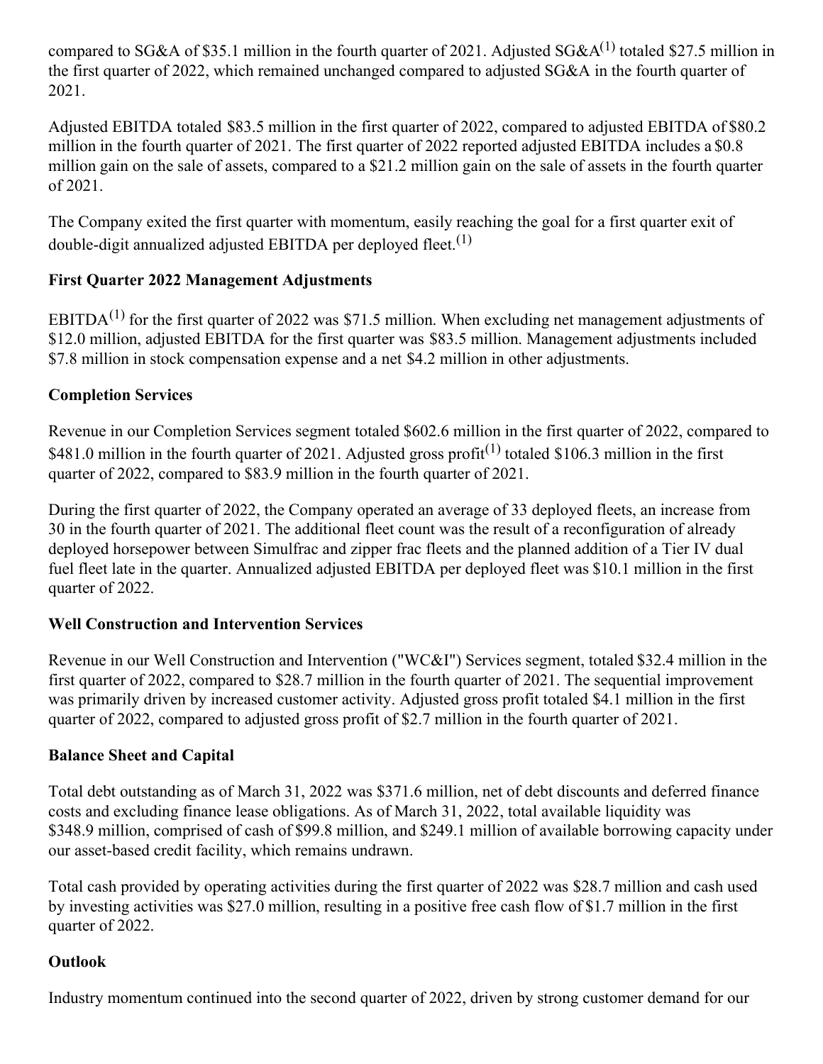compared to SG&A of $35.1 million in the fourth quarter of 2021. Adjusted SG&A[1] totaled $27.5 million in the first quarter of 2022, which remained unchanged compared to adjusted SG&A in the fourth quarter of 2021.

Adjusted EBITDA totaled $83.5 million in the first quarter of 2022, compared to adjusted EBITDA of $80.2 million in the fourth quarter of 2021. The first quarter of 2022 reported adjusted EBITDA includes a $0.8 million gain on the sale of assets, compared to a $21.2 million gain on the sale of assets in the fourth quarter of 2021.

The Company exited the first quarter with momentum, easily reaching the goal for a first quarter exit of double-digit annualized adjusted EBITDA per deployed fleet.[1]

**First Quarter 2022 Management Adjustments**

EBITDA[1] for the first quarter of 2022 was $71.5 million. When excluding net management adjustments of $12.0 million, adjusted EBITDA for the first quarter was $83.5 million. Management adjustments included $7.8 million in stock compensation expense and a net $4.2 million in other adjustments.

**Completion Services**

Revenue in our Completion Services segment totaled $602.6 million in the first quarter of 2022, compared to $481.0 million in the fourth quarter of 2021. Adjusted gross profit[1] totaled $106.3 million in the first quarter of 2022, compared to $83.9 million in the fourth quarter of 2021.

During the first quarter of 2022, the Company operated an average of 33 deployed fleets, an increase from 30 in the fourth quarter of 2021. The additional fleet count was the result of a reconfiguration of already deployed horsepower between Simulfrac and zipper frac fleets and the planned addition of a Tier IV dual fuel fleet late in the quarter. Annualized adjusted EBITDA per deployed fleet was $10.1 million in the first quarter of 2022.

**Well Construction and Intervention Services**

Revenue in our Well Construction and Intervention ("WC&I") Services segment, totaled $32.4 million in the first quarter of 2022, compared to $28.7 million in the fourth quarter of 2021. The sequential improvement was primarily driven by increased customer activity. Adjusted gross profit totaled $4.1 million in the first quarter of 2022, compared to adjusted gross profit of $2.7 million in the fourth quarter of 2021.

**Balance Sheet and Capital**

Total debt outstanding as of March 31, 2022 was $371.6 million, net of debt discounts and deferred finance costs and excluding finance lease obligations. As of March 31, 2022, total available liquidity was $348.9 million, comprised of cash of $99.8 million, and $249.1 million of available borrowing capacity under our asset-based credit facility, which remains undrawn.

Total cash provided by operating activities during the first quarter of 2022 was $28.7 million and cash used by investing activities was $27.0 million, resulting in a positive free cash flow of $1.7 million in the first quarter of 2022.

**Outlook**

Industry momentum continued into the second quarter of 2022, driven by strong customer demand for our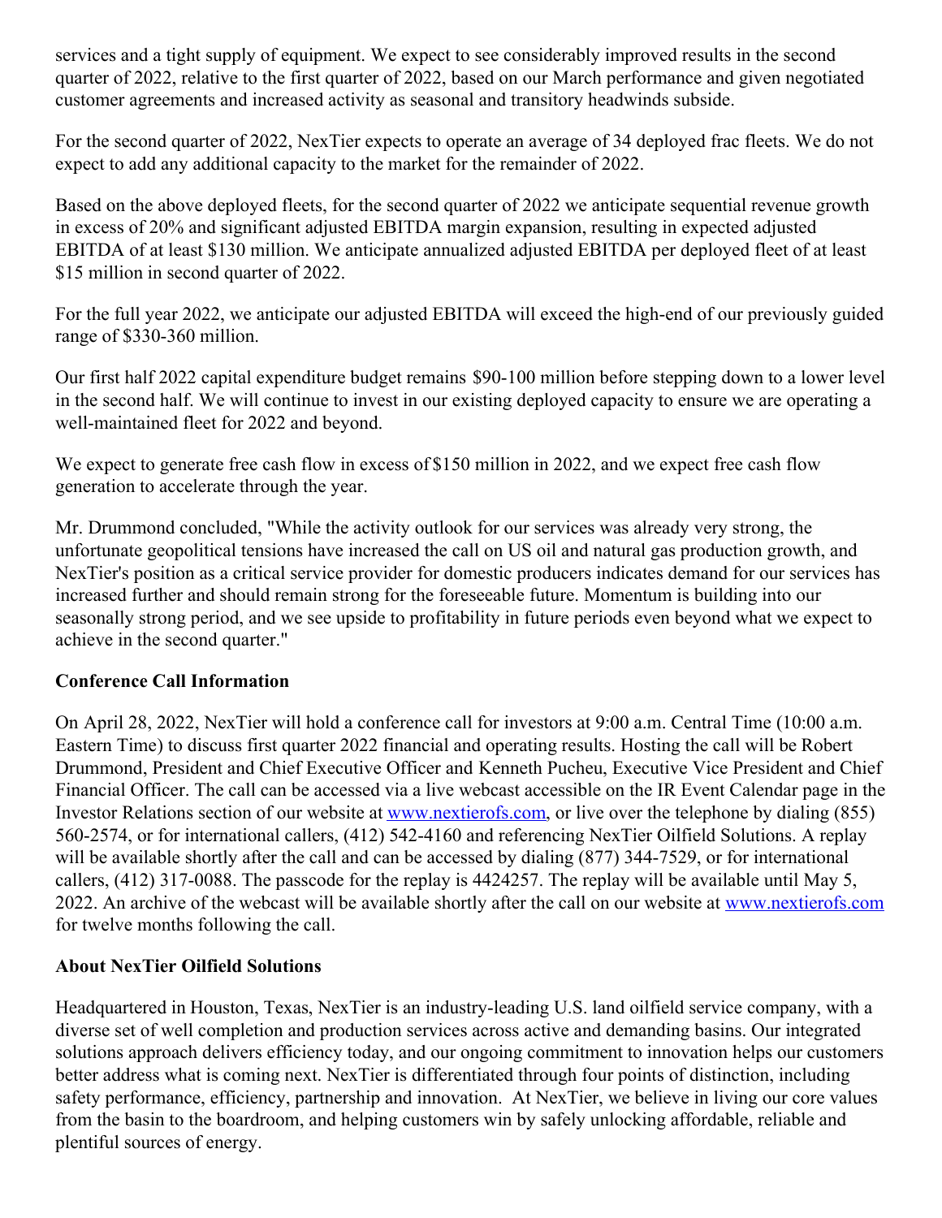services and a tight supply of equipment. We expect to see considerably improved results in the second quarter of 2022, relative to the first quarter of 2022, based on our March performance and given negotiated customer agreements and increased activity as seasonal and transitory headwinds subside.

For the second quarter of 2022, NexTier expects to operate an average of 34 deployed frac fleets. We do not expect to add any additional capacity to the market for the remainder of 2022.

Based on the above deployed fleets, for the second quarter of 2022 we anticipate sequential revenue growth in excess of 20% and significant adjusted EBITDA margin expansion, resulting in expected adjusted EBITDA of at least $130 million. We anticipate annualized adjusted EBITDA per deployed fleet of at least $15 million in second quarter of 2022.

For the full year 2022, we anticipate our adjusted EBITDA will exceed the high-end of our previously guided range of $330-360 million.

Our first half 2022 capital expenditure budget remains $90-100 million before stepping down to a lower level in the second half. We will continue to invest in our existing deployed capacity to ensure we are operating a well-maintained fleet for 2022 and beyond.

We expect to generate free cash flow in excess of $150 million in 2022, and we expect free cash flow generation to accelerate through the year.

Mr. Drummond concluded, "While the activity outlook for our services was already very strong, the unfortunate geopolitical tensions have increased the call on US oil and natural gas production growth, and NexTier's position as a critical service provider for domestic producers indicates demand for our services has increased further and should remain strong for the foreseeable future. Momentum is building into our seasonally strong period, and we see upside to profitability in future periods even beyond what we expect to achieve in the second quarter."

**Conference Call Information**

On April 28, 2022, NexTier will hold a conference call for investors at 9:00 a.m. Central Time (10:00 a.m. Eastern Time) to discuss first quarter 2022 financial and operating results. Hosting the call will be Robert Drummond, President and Chief Executive Officer and Kenneth Pucheu, Executive Vice President and Chief Financial Officer. The call can be accessed via a live webcast accessible on the IR Event Calendar page in the Investor Relations section of our website at www.nextierofs.com, or live over the telephone by dialing (855) 560-2574, or for international callers, (412) 542-4160 and referencing NexTier Oilfield Solutions. A replay will be available shortly after the call and can be accessed by dialing (877) 344-7529, or for international callers, (412) 317-0088. The passcode for the replay is 4424257. The replay will be available until May 5, 2022. An archive of the webcast will be available shortly after the call on our website at www.nextierofs.com for twelve months following the call.

**About NexTier Oilfield Solutions**

Headquartered in Houston, Texas, NexTier is an industry-leading U.S. land oilfield service company, with a diverse set of well completion and production services across active and demanding basins. Our integrated solutions approach delivers efficiency today, and our ongoing commitment to innovation helps our customers better address what is coming next. NexTier is differentiated through four points of distinction, including safety performance, efficiency, partnership and innovation. At NexTier, we believe in living our core values from the basin to the boardroom, and helping customers win by safely unlocking affordable, reliable and plentiful sources of energy.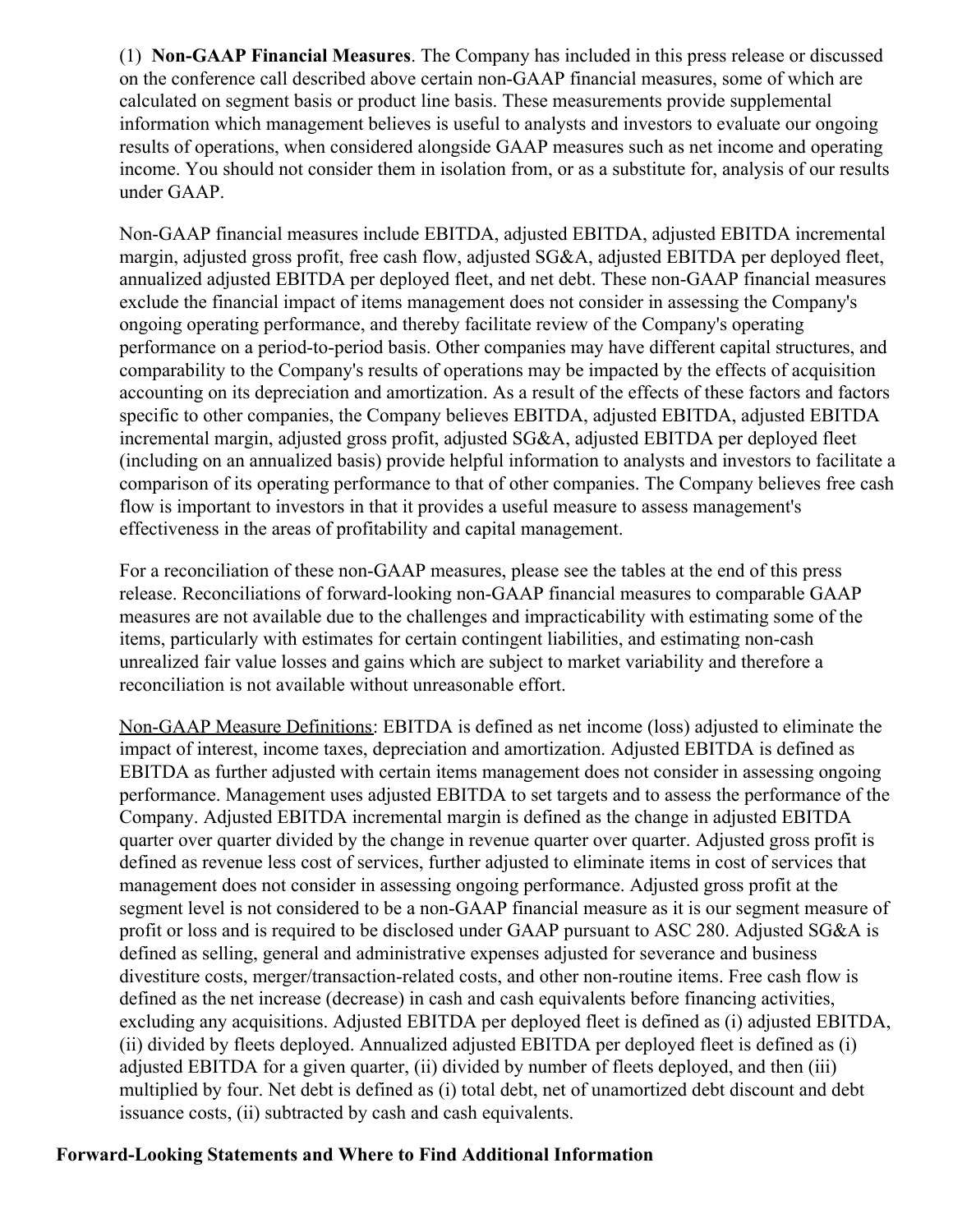(1) **Non-GAAP Financial Measures**. The Company has included in this press release or discussed on the conference call described above certain non-GAAP financial measures, some of which are calculated on segment basis or product line basis. These measurements provide supplemental information which management believes is useful to analysts and investors to evaluate our ongoing results of operations, when considered alongside GAAP measures such as net income and operating income. You should not consider them in isolation from, or as a substitute for, analysis of our results under GAAP.

Non-GAAP financial measures include EBITDA, adjusted EBITDA, adjusted EBITDA incremental margin, adjusted gross profit, free cash flow, adjusted SG&A, adjusted EBITDA per deployed fleet, annualized adjusted EBITDA per deployed fleet, and net debt. These non-GAAP financial measures exclude the financial impact of items management does not consider in assessing the Company's ongoing operating performance, and thereby facilitate review of the Company's operating performance on a period-to-period basis. Other companies may have different capital structures, and comparability to the Company's results of operations may be impacted by the effects of acquisition accounting on its depreciation and amortization. As a result of the effects of these factors and factors specific to other companies, the Company believes EBITDA, adjusted EBITDA, adjusted EBITDA incremental margin, adjusted gross profit, adjusted SG&A, adjusted EBITDA per deployed fleet (including on an annualized basis) provide helpful information to analysts and investors to facilitate a comparison of its operating performance to that of other companies. The Company believes free cash flow is important to investors in that it provides a useful measure to assess management's effectiveness in the areas of profitability and capital management.

For a reconciliation of these non-GAAP measures, please see the tables at the end of this press release. Reconciliations of forward-looking non-GAAP financial measures to comparable GAAP measures are not available due to the challenges and impracticability with estimating some of the items, particularly with estimates for certain contingent liabilities, and estimating non-cash unrealized fair value losses and gains which are subject to market variability and therefore a reconciliation is not available without unreasonable effort.

Non-GAAP Measure Definitions: EBITDA is defined as net income (loss) adjusted to eliminate the impact of interest, income taxes, depreciation and amortization. Adjusted EBITDA is defined as EBITDA as further adjusted with certain items management does not consider in assessing ongoing performance. Management uses adjusted EBITDA to set targets and to assess the performance of the Company. Adjusted EBITDA incremental margin is defined as the change in adjusted EBITDA quarter over quarter divided by the change in revenue quarter over quarter. Adjusted gross profit is defined as revenue less cost of services, further adjusted to eliminate items in cost of services that management does not consider in assessing ongoing performance. Adjusted gross profit at the segment level is not considered to be a non-GAAP financial measure as it is our segment measure of profit or loss and is required to be disclosed under GAAP pursuant to ASC 280. Adjusted SG&A is defined as selling, general and administrative expenses adjusted for severance and business divestiture costs, merger/transaction-related costs, and other non-routine items. Free cash flow is defined as the net increase (decrease) in cash and cash equivalents before financing activities, excluding any acquisitions. Adjusted EBITDA per deployed fleet is defined as (i) adjusted EBITDA, (ii) divided by fleets deployed. Annualized adjusted EBITDA per deployed fleet is defined as (i) adjusted EBITDA for a given quarter, (ii) divided by number of fleets deployed, and then (iii) multiplied by four. Net debt is defined as (i) total debt, net of unamortized debt discount and debt issuance costs, (ii) subtracted by cash and cash equivalents.

## Forward-Looking Statements and Where to Find Additional Information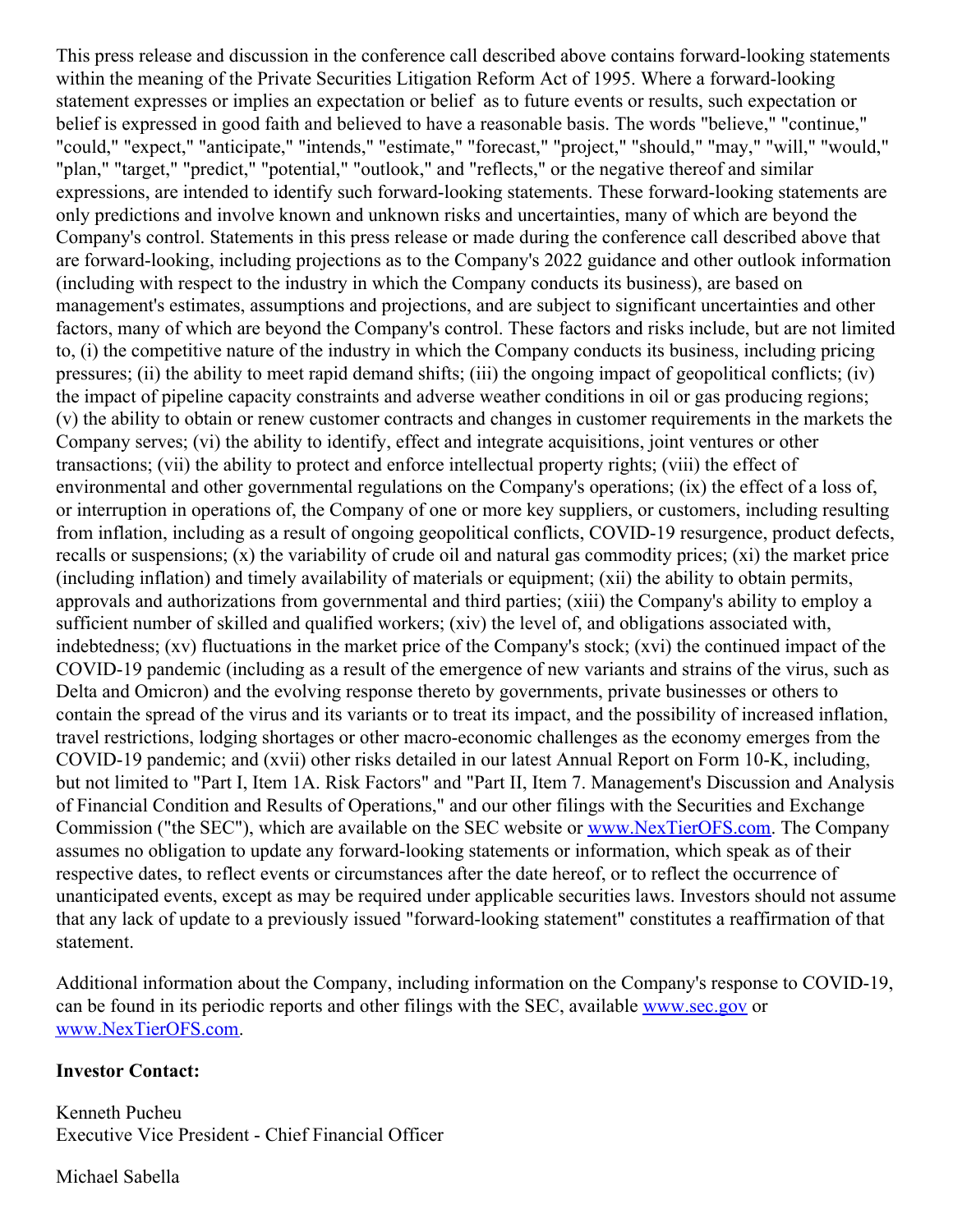This press release and discussion in the conference call described above contains forward-looking statements within the meaning of the Private Securities Litigation Reform Act of 1995. Where a forward-looking statement expresses or implies an expectation or belief as to future events or results, such expectation or belief is expressed in good faith and believed to have a reasonable basis. The words "believe," "continue," "could," "expect," "anticipate," "intends," "estimate," "forecast," "project," "should," "may," "will," "would," "plan," "target," "predict," "potential," "outlook," and "reflects," or the negative thereof and similar expressions, are intended to identify such forward-looking statements. These forward-looking statements are only predictions and involve known and unknown risks and uncertainties, many of which are beyond the Company's control. Statements in this press release or made during the conference call described above that are forward-looking, including projections as to the Company's 2022 guidance and other outlook information (including with respect to the industry in which the Company conducts its business), are based on management's estimates, assumptions and projections, and are subject to significant uncertainties and other factors, many of which are beyond the Company's control. These factors and risks include, but are not limited to, (i) the competitive nature of the industry in which the Company conducts its business, including pricing pressures; (ii) the ability to meet rapid demand shifts; (iii) the ongoing impact of geopolitical conflicts; (iv) the impact of pipeline capacity constraints and adverse weather conditions in oil or gas producing regions; (v) the ability to obtain or renew customer contracts and changes in customer requirements in the markets the Company serves; (vi) the ability to identify, effect and integrate acquisitions, joint ventures or other transactions; (vii) the ability to protect and enforce intellectual property rights; (viii) the effect of environmental and other governmental regulations on the Company's operations; (ix) the effect of a loss of, or interruption in operations of, the Company of one or more key suppliers, or customers, including resulting from inflation, including as a result of ongoing geopolitical conflicts, COVID-19 resurgence, product defects, recalls or suspensions; (x) the variability of crude oil and natural gas commodity prices; (xi) the market price (including inflation) and timely availability of materials or equipment; (xii) the ability to obtain permits, approvals and authorizations from governmental and third parties; (xiii) the Company's ability to employ a sufficient number of skilled and qualified workers; (xiv) the level of, and obligations associated with, indebtedness; (xv) fluctuations in the market price of the Company's stock; (xvi) the continued impact of the COVID-19 pandemic (including as a result of the emergence of new variants and strains of the virus, such as Delta and Omicron) and the evolving response thereto by governments, private businesses or others to contain the spread of the virus and its variants or to treat its impact, and the possibility of increased inflation, travel restrictions, lodging shortages or other macro-economic challenges as the economy emerges from the COVID-19 pandemic; and (xvii) other risks detailed in our latest Annual Report on Form 10-K, including, but not limited to "Part I, Item 1A. Risk Factors" and "Part II, Item 7. Management's Discussion and Analysis of Financial Condition and Results of Operations," and our other filings with the Securities and Exchange Commission ("the SEC"), which are available on the SEC website or www.NexTierOFS.com. The Company assumes no obligation to update any forward-looking statements or information, which speak as of their respective dates, to reflect events or circumstances after the date hereof, or to reflect the occurrence of unanticipated events, except as may be required under applicable securities laws. Investors should not assume that any lack of update to a previously issued "forward-looking statement" constitutes a reaffirmation of that statement.

Additional information about the Company, including information on the Company's response to COVID-19, can be found in its periodic reports and other filings with the SEC, available www.sec.gov or www.NexTierOFS.com.

**Investor Contact:**

Kenneth Pucheu
Executive Vice President - Chief Financial Officer

Michael Sabella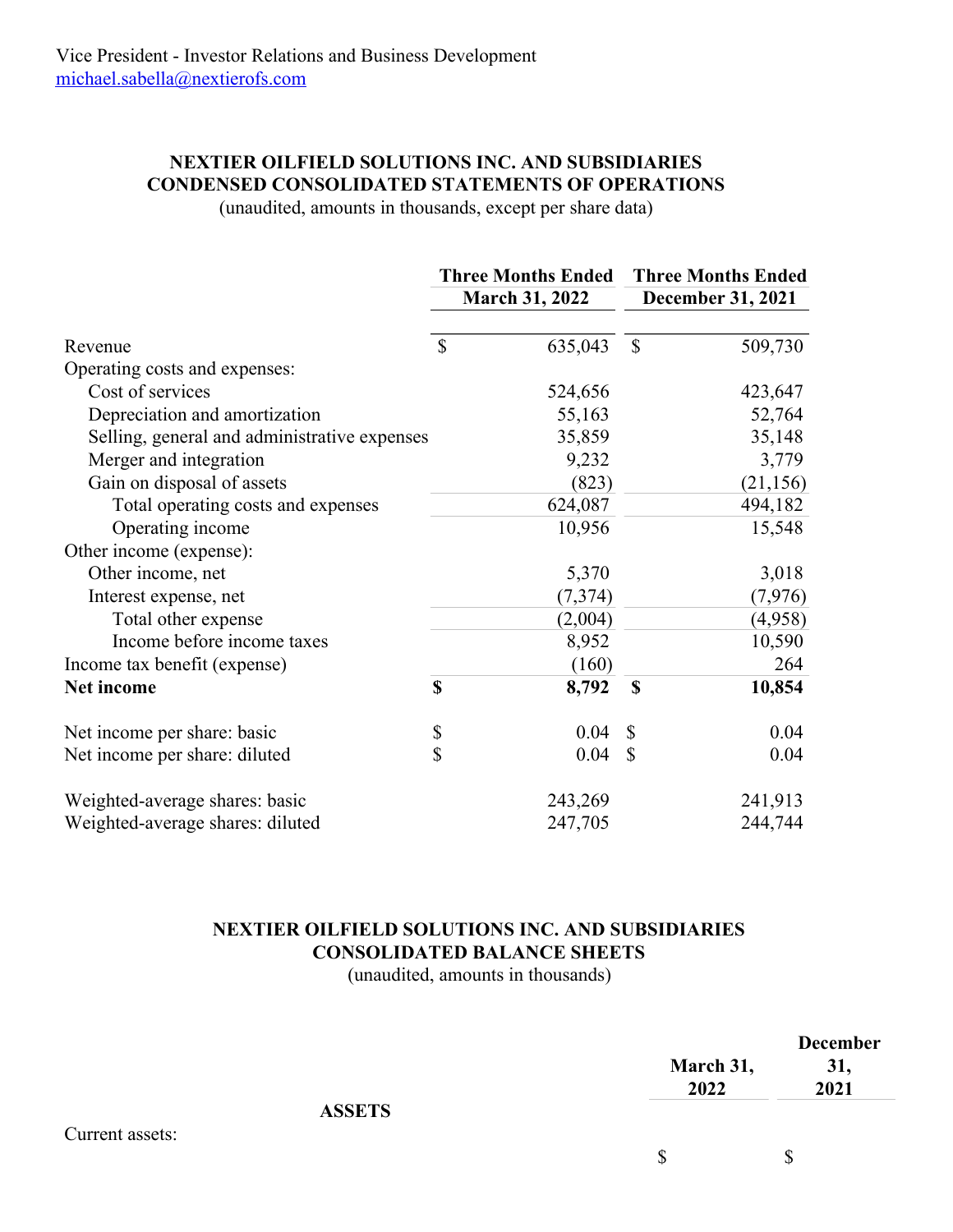Vice President - Investor Relations and Business Development
michael.sabella@nextierofs.com

**NEXTIER OILFIELD SOLUTIONS INC. AND SUBSIDIARIES**
**CONDENSED CONSOLIDATED STATEMENTS OF OPERATIONS**
(unaudited, amounts in thousands, except per share data)

| | Three Months Ended March 31, 2022 | Three Months Ended December 31, 2021 |
|---|---|---|
| Revenue | $ 635,043 | $ 509,730 |
| Operating costs and expenses: | | |
| Cost of services | 524,656 | 423,647 |
| Depreciation and amortization | 55,163 | 52,764 |
| Selling, general and administrative expenses | 35,859 | 35,148 |
| Merger and integration | 9,232 | 3,779 |
| Gain on disposal of assets | (823) | (21,156) |
| Total operating costs and expenses | 624,087 | 494,182 |
| Operating income | 10,956 | 15,548 |
| Other income (expense): | | |
| Other income, net | 5,370 | 3,018 |
| Interest expense, net | (7,374) | (7,976) |
| Total other expense | (2,004) | (4,958) |
| Income before income taxes | 8,952 | 10,590 |
| Income tax benefit (expense) | (160) | 264 |
| **Net income** | **$ 8,792** | **$ 10,854** |
| | | |
| Net income per share: basic | $ 0.04 | $ 0.04 |
| Net income per share: diluted | $ 0.04 | $ 0.04 |
| | | |
| Weighted-average shares: basic | 243,269 | 241,913 |
| Weighted-average shares: diluted | 247,705 | 244,744 |

**NEXTIER OILFIELD SOLUTIONS INC. AND SUBSIDIARIES**
**CONSOLIDATED BALANCE SHEETS**
(unaudited, amounts in thousands)

| | March 31, 2022 | December 31, 2021 |
|---|---|---|
| **ASSETS** | | |
| Current assets: | | |
| | $ | $ |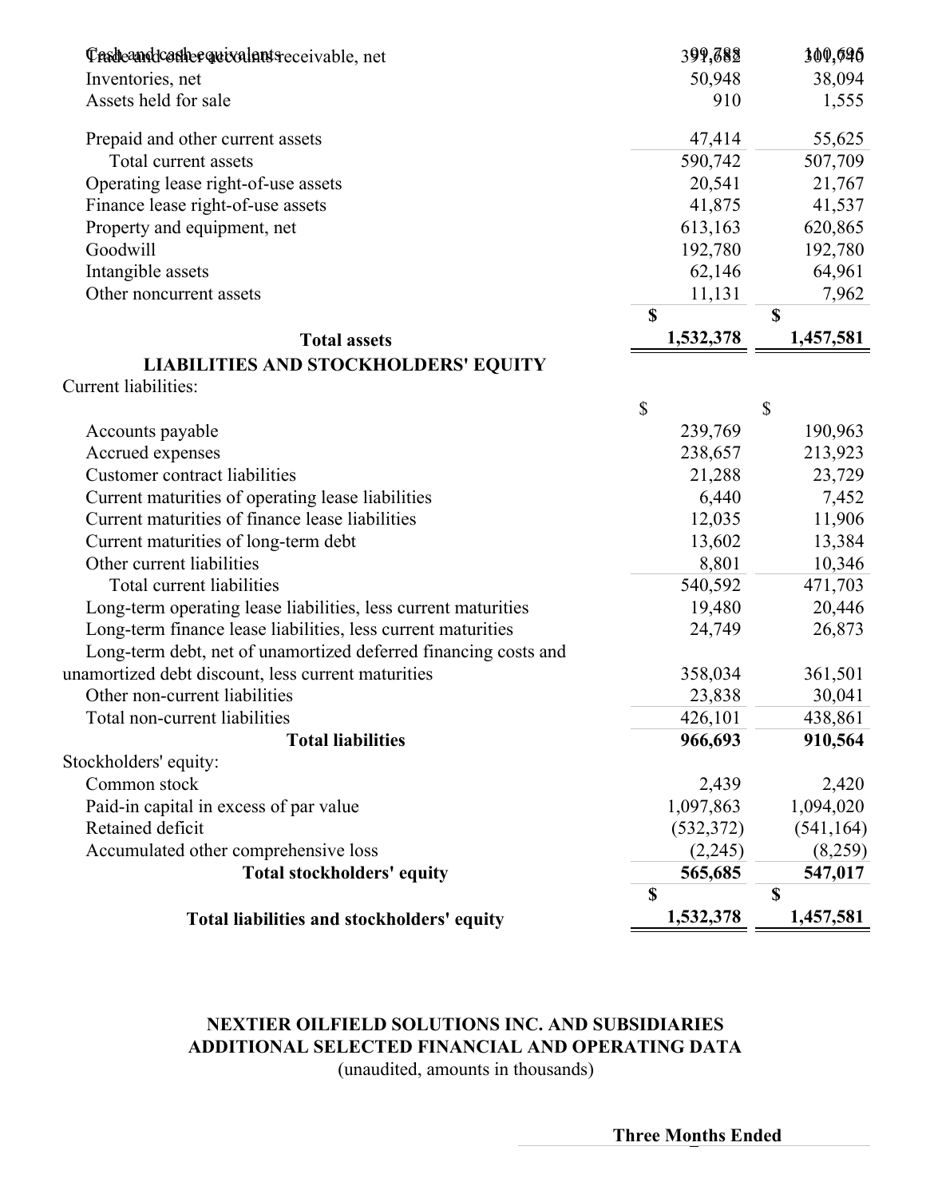| | | |
|---|---|---|
| Cash and cash equivalents | 99,788 | 110,695 |
| Trade and other accounts receivable, net | 391,682 | 301,740 |
| Inventories, net | 50,948 | 38,094 |
| Assets held for sale | 910 | 1,555 |
| Prepaid and other current assets | 47,414 | 55,625 |
| Total current assets | 590,742 | 507,709 |
| Operating lease right-of-use assets | 20,541 | 21,767 |
| Finance lease right-of-use assets | 41,875 | 41,537 |
| Property and equipment, net | 613,163 | 620,865 |
| Goodwill | 192,780 | 192,780 |
| Intangible assets | 62,146 | 64,961 |
| Other noncurrent assets | 11,131 | 7,962 |
| **Total assets** | **$ 1,532,378** | **$ 1,457,581** |
| **LIABILITIES AND STOCKHOLDERS' EQUITY** | | |
| Current liabilities: | | |
| Accounts payable | $ 239,769 | $ 190,963 |
| Accrued expenses | 238,657 | 213,923 |
| Customer contract liabilities | 21,288 | 23,729 |
| Current maturities of operating lease liabilities | 6,440 | 7,452 |
| Current maturities of finance lease liabilities | 12,035 | 11,906 |
| Current maturities of long-term debt | 13,602 | 13,384 |
| Other current liabilities | 8,801 | 10,346 |
| Total current liabilities | 540,592 | 471,703 |
| Long-term operating lease liabilities, less current maturities | 19,480 | 20,446 |
| Long-term finance lease liabilities, less current maturities | 24,749 | 26,873 |
| Long-term debt, net of unamortized deferred financing costs and unamortized debt discount, less current maturities | 358,034 | 361,501 |
| Other non-current liabilities | 23,838 | 30,041 |
| Total non-current liabilities | 426,101 | 438,861 |
| **Total liabilities** | **966,693** | **910,564** |
| Stockholders' equity: | | |
| Common stock | 2,439 | 2,420 |
| Paid-in capital in excess of par value | 1,097,863 | 1,094,020 |
| Retained deficit | (532,372) | (541,164) |
| Accumulated other comprehensive loss | (2,245) | (8,259) |
| **Total stockholders' equity** | **565,685** | **547,017** |
| **Total liabilities and stockholders' equity** | **$ 1,532,378** | **$ 1,457,581** |

**NEXTIER OILFIELD SOLUTIONS INC. AND SUBSIDIARIES**
**ADDITIONAL SELECTED FINANCIAL AND OPERATING DATA**
(unaudited, amounts in thousands)

**Three Months Ended**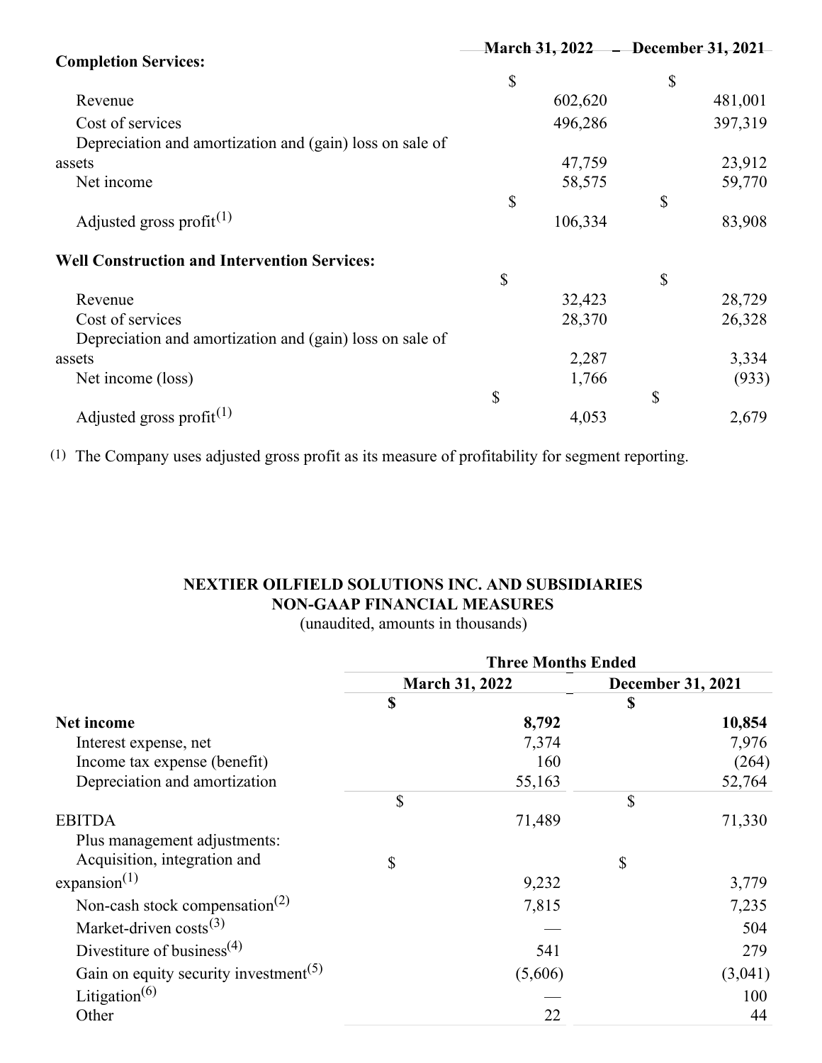| Completion Services: | March 31, 2022 | December 31, 2021 |
|---|---|---|
| Revenue | $ 602,620 | $ 481,001 |
| Cost of services | 496,286 | 397,319 |
| Depreciation and amortization and (gain) loss on sale of assets | 47,759 | 23,912 |
| Net income | 58,575 | 59,770 |
| Adjusted gross profit[(1)] | $ 106,334 | $ 83,908 |
| **Well Construction and Intervention Services:** | | |
| Revenue | $ 32,423 | $ 28,729 |
| Cost of services | 28,370 | 26,328 |
| Depreciation and amortization and (gain) loss on sale of assets | 2,287 | 3,334 |
| Net income (loss) | 1,766 | (933) |
| Adjusted gross profit[(1)] | $ 4,053 | $ 2,679 |

(1) The Company uses adjusted gross profit as its measure of profitability for segment reporting.

**NEXTIER OILFIELD SOLUTIONS INC. AND SUBSIDIARIES**
**NON-GAAP FINANCIAL MEASURES**
(unaudited, amounts in thousands)

| | Three Months Ended | |
|---|---|---|
| | March 31, 2022 | December 31, 2021 |
| **Net income** | **$ 8,792** | **$ 10,854** |
| Interest expense, net | 7,374 | 7,976 |
| Income tax expense (benefit) | 160 | (264) |
| Depreciation and amortization | 55,163 | 52,764 |
| EBITDA | $ 71,489 | $ 71,330 |
| Plus management adjustments: | | |
| Acquisition, integration and expansion[(1)] | $ 9,232 | $ 3,779 |
| Non-cash stock compensation[(2)] | 7,815 | 7,235 |
| Market-driven costs[(3)] | — | 504 |
| Divestiture of business[(4)] | 541 | 279 |
| Gain on equity security investment[(5)] | (5,606) | (3,041) |
| Litigation[(6)] | — | 100 |
| Other | 22 | 44 |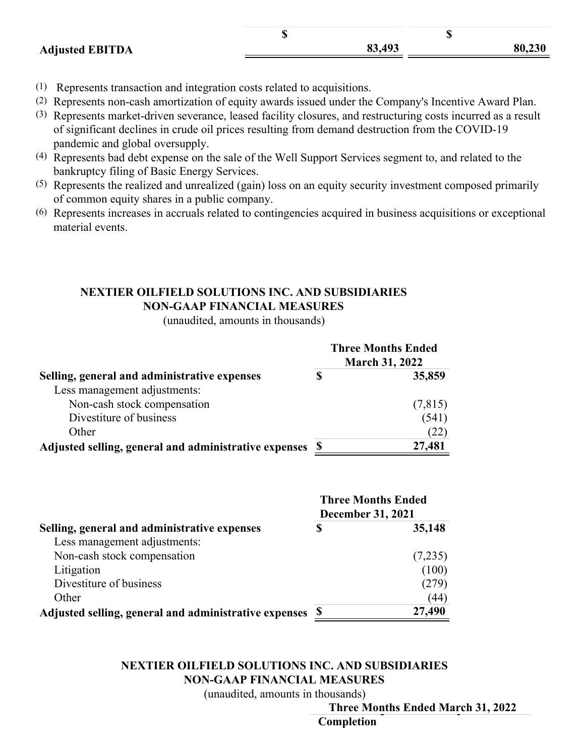| | | |
|---|---|---|
| **Adjusted EBITDA** | **$ 83,493** | **$ 80,230** |

(1) Represents transaction and integration costs related to acquisitions.
(2) Represents non-cash amortization of equity awards issued under the Company's Incentive Award Plan.
(3) Represents market-driven severance, leased facility closures, and restructuring costs incurred as a result of significant declines in crude oil prices resulting from demand destruction from the COVID-19 pandemic and global oversupply.
(4) Represents bad debt expense on the sale of the Well Support Services segment to, and related to the bankruptcy filing of Basic Energy Services.
(5) Represents the realized and unrealized (gain) loss on an equity security investment composed primarily of common equity shares in a public company.
(6) Represents increases in accruals related to contingencies acquired in business acquisitions or exceptional material events.

**NEXTIER OILFIELD SOLUTIONS INC. AND SUBSIDIARIES**
**NON-GAAP FINANCIAL MEASURES**
(unaudited, amounts in thousands)

| | Three Months Ended March 31, 2022 |
|---|---|
| **Selling, general and administrative expenses** | **$ 35,859** |
| Less management adjustments: | |
| Non-cash stock compensation | (7,815) |
| Divestiture of business | (541) |
| Other | (22) |
| **Adjusted selling, general and administrative expenses** | **$ 27,481** |

| | Three Months Ended December 31, 2021 |
|---|---|
| **Selling, general and administrative expenses** | **$ 35,148** |
| Less management adjustments: | |
| Non-cash stock compensation | (7,235) |
| Litigation | (100) |
| Divestiture of business | (279) |
| Other | (44) |
| **Adjusted selling, general and administrative expenses** | **$ 27,490** |

**NEXTIER OILFIELD SOLUTIONS INC. AND SUBSIDIARIES**
**NON-GAAP FINANCIAL MEASURES**
(unaudited, amounts in thousands)

| | Three Months Ended March 31, 2022 |
|---|---|
| | **Completion** |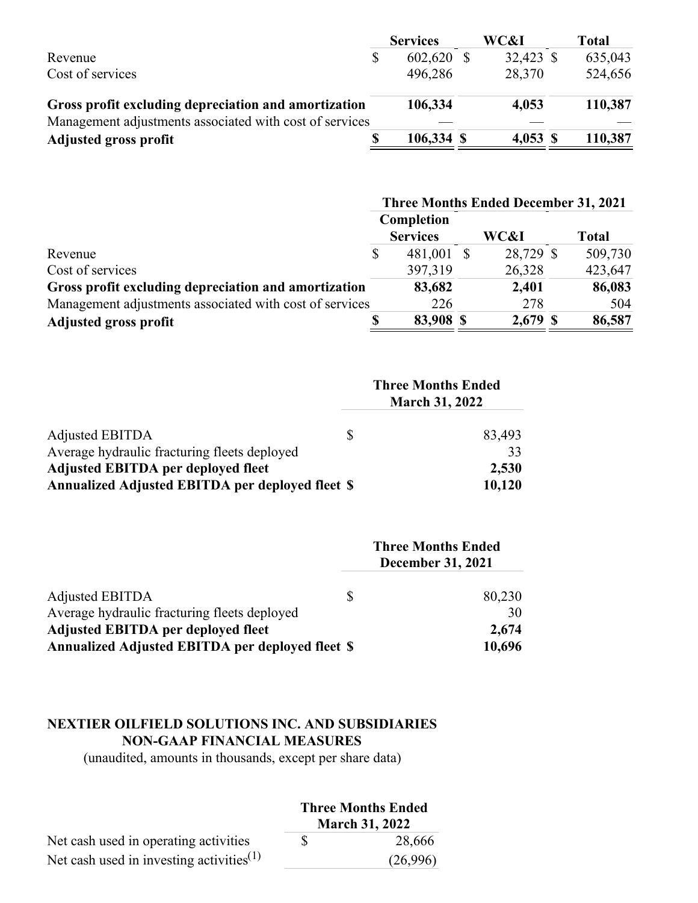| | Services | WC&I | Total |
|---|---|---|---|
| Revenue | $ 602,620 | $ 32,423 | $ 635,043 |
| Cost of services | 496,286 | 28,370 | 524,656 |
| **Gross profit excluding depreciation and amortization** | **106,334** | **4,053** | **110,387** |
| Management adjustments associated with cost of services | — | — | — |
| **Adjusted gross profit** | **$ 106,334** | **$ 4,053** | **$ 110,387** |

| | Three Months Ended December 31, 2021 | | |
|---|---|---|---|
| | Completion Services | WC&I | Total |
| Revenue | $ 481,001 | $ 28,729 | $ 509,730 |
| Cost of services | 397,319 | 26,328 | 423,647 |
| **Gross profit excluding depreciation and amortization** | **83,682** | **2,401** | **86,083** |
| Management adjustments associated with cost of services | 226 | 278 | 504 |
| **Adjusted gross profit** | **$ 83,908** | **$ 2,679** | **$ 86,587** |

| | Three Months Ended March 31, 2022 |
|---|---|
| Adjusted EBITDA | $ 83,493 |
| Average hydraulic fracturing fleets deployed | 33 |
| **Adjusted EBITDA per deployed fleet** | **2,530** |
| **Annualized Adjusted EBITDA per deployed fleet $** | **10,120** |

| | Three Months Ended December 31, 2021 |
|---|---|
| Adjusted EBITDA | $ 80,230 |
| Average hydraulic fracturing fleets deployed | 30 |
| **Adjusted EBITDA per deployed fleet** | **2,674** |
| **Annualized Adjusted EBITDA per deployed fleet $** | **10,696** |

**NEXTIER OILFIELD SOLUTIONS INC. AND SUBSIDIARIES**
**NON-GAAP FINANCIAL MEASURES**
(unaudited, amounts in thousands, except per share data)

| | Three Months Ended March 31, 2022 |
|---|---|
| Net cash used in operating activities | $ 28,666 |
| Net cash used in investing activities[1] | (26,996) |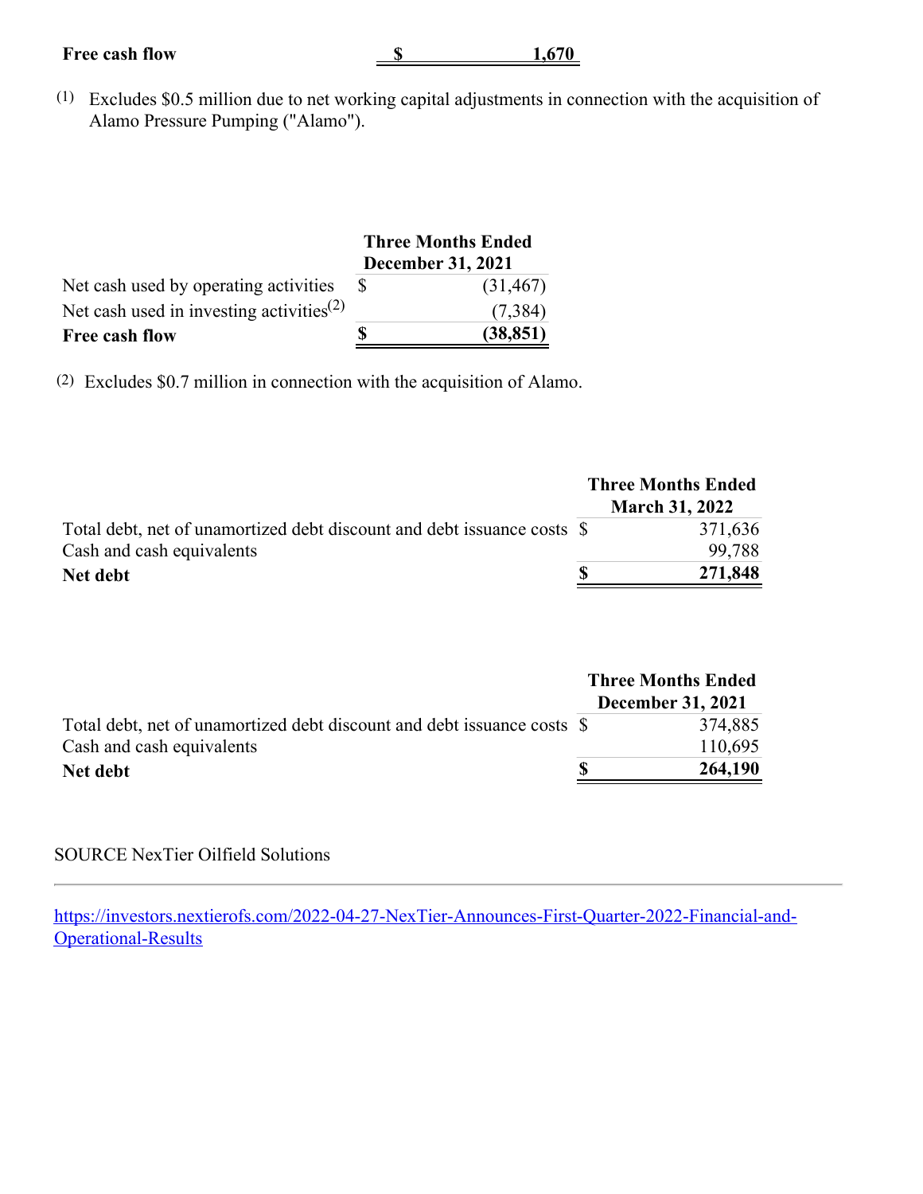| | | |
|---|---|---|
| **Free cash flow** | **$** | **1,670** |

(1) Excludes $0.5 million due to net working capital adjustments in connection with the acquisition of Alamo Pressure Pumping ("Alamo").

| | Three Months Ended December 31, 2021 | |
|---|---|---|
| Net cash used by operating activities | $ | (31,467) |
| Net cash used in investing activities[(2)] | | (7,384) |
| **Free cash flow** | **$** | **(38,851)** |

(2) Excludes $0.7 million in connection with the acquisition of Alamo.

| | Three Months Ended March 31, 2022 | |
|---|---|---|
| Total debt, net of unamortized debt discount and debt issuance costs | $ | 371,636 |
| Cash and cash equivalents | | 99,788 |
| **Net debt** | **$** | **271,848** |

| | Three Months Ended December 31, 2021 | |
|---|---|---|
| Total debt, net of unamortized debt discount and debt issuance costs | $ | 374,885 |
| Cash and cash equivalents | | 110,695 |
| **Net debt** | **$** | **264,190** |

SOURCE NexTier Oilfield Solutions

https://investors.nextierofs.com/2022-04-27-NexTier-Announces-First-Quarter-2022-Financial-and-Operational-Results